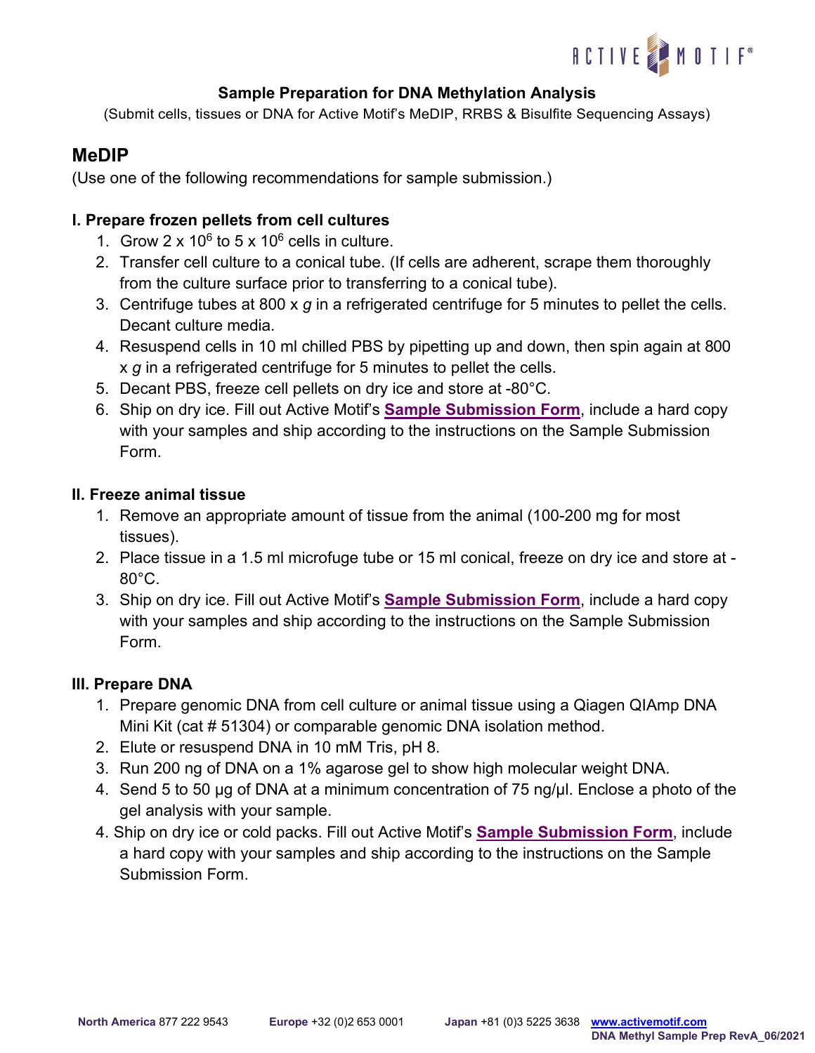### Sample Preparation for DNA Methylation Analysis

(Submit cells, tissues or DNA for Active Motif's MeDIP, RRBS & Bisulfite Sequencing Assays)

## MeDIP

(Use one of the following recommendations for sample submission.)

### I. Prepare frozen pellets from cell cultures

1. Grow $2 \times 10^6$ to $5 \times 10^6$ cells in culture.
2. Transfer cell culture to a conical tube. (If cells are adherent, scrape them thoroughly from the culture surface prior to transferring to a conical tube).
3. Centrifuge tubes at 800 x *g* in a refrigerated centrifuge for 5 minutes to pellet the cells. Decant culture media.
4. Resuspend cells in 10 ml chilled PBS by pipetting up and down, then spin again at 800 x *g* in a refrigerated centrifuge for 5 minutes to pellet the cells.
5. Decant PBS, freeze cell pellets on dry ice and store at -80°C.
6. Ship on dry ice. Fill out Active Motif's **Sample Submission Form**, include a hard copy with your samples and ship according to the instructions on the Sample Submission Form.

### II. Freeze animal tissue

1. Remove an appropriate amount of tissue from the animal (100-200 mg for most tissues).
2. Place tissue in a 1.5 ml microfuge tube or 15 ml conical, freeze on dry ice and store at -80°C.
3. Ship on dry ice. Fill out Active Motif's **Sample Submission Form**, include a hard copy with your samples and ship according to the instructions on the Sample Submission Form.

### III. Prepare DNA

1. Prepare genomic DNA from cell culture or animal tissue using a Qiagen QIAmp DNA Mini Kit (cat # 51304) or comparable genomic DNA isolation method.
2. Elute or resuspend DNA in 10 mM Tris, pH 8.
3. Run 200 ng of DNA on a 1% agarose gel to show high molecular weight DNA.
4. Send 5 to 50 µg of DNA at a minimum concentration of 75 ng/µl. Enclose a photo of the gel analysis with your sample.
4. Ship on dry ice or cold packs. Fill out Active Motif's **Sample Submission Form**, include a hard copy with your samples and ship according to the instructions on the Sample Submission Form.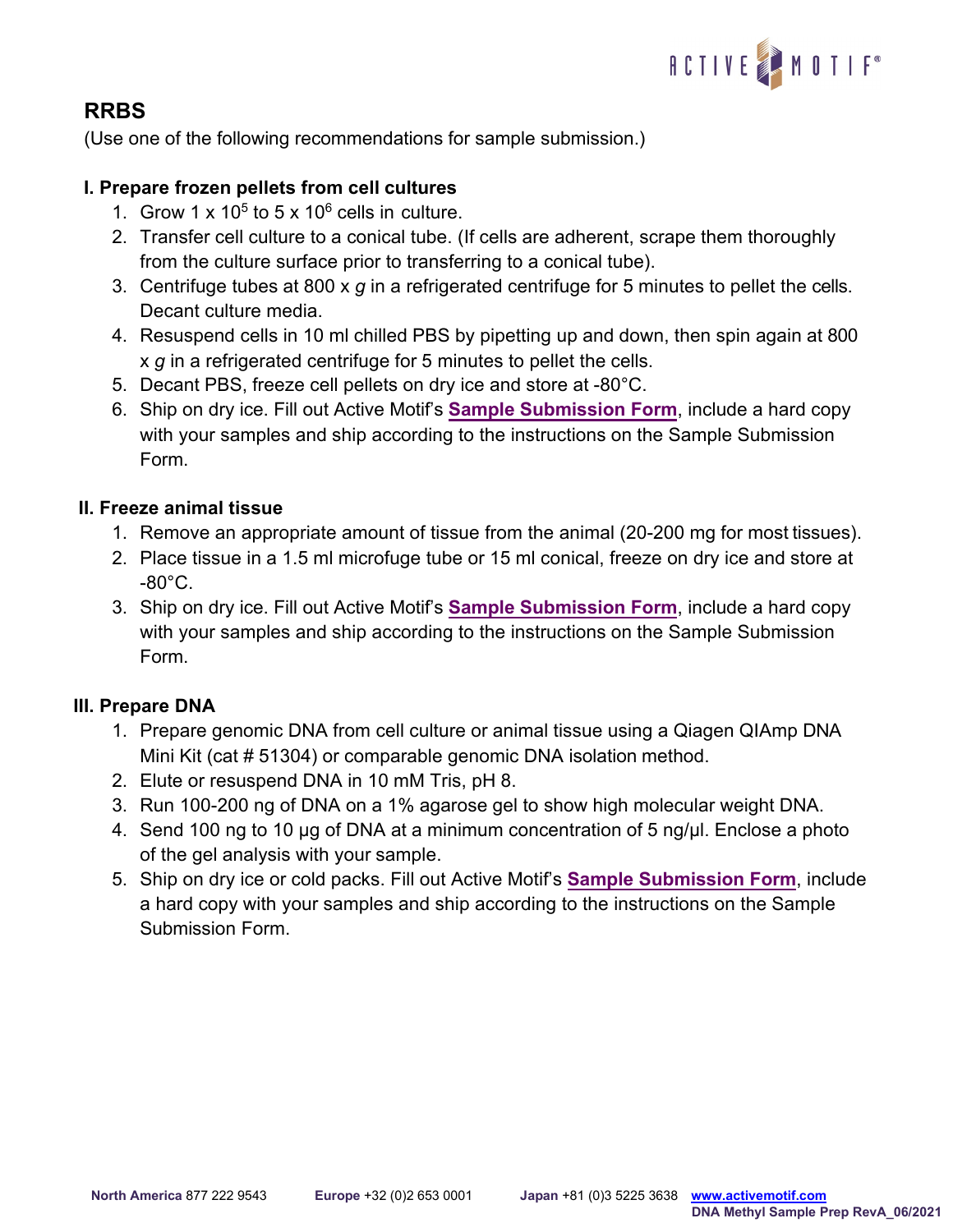# RRBS

(Use one of the following recommendations for sample submission.)

## I. Prepare frozen pellets from cell cultures

1. Grow 1 x $10^5$ to 5 x $10^6$ cells in culture.
2. Transfer cell culture to a conical tube. (If cells are adherent, scrape them thoroughly from the culture surface prior to transferring to a conical tube).
3. Centrifuge tubes at 800 x *g* in a refrigerated centrifuge for 5 minutes to pellet the cells. Decant culture media.
4. Resuspend cells in 10 ml chilled PBS by pipetting up and down, then spin again at 800 x *g* in a refrigerated centrifuge for 5 minutes to pellet the cells.
5. Decant PBS, freeze cell pellets on dry ice and store at -80°C.
6. Ship on dry ice. Fill out Active Motif's **Sample Submission Form**, include a hard copy with your samples and ship according to the instructions on the Sample Submission Form.

## II. Freeze animal tissue

1. Remove an appropriate amount of tissue from the animal (20-200 mg for most tissues).
2. Place tissue in a 1.5 ml microfuge tube or 15 ml conical, freeze on dry ice and store at -80°C.
3. Ship on dry ice. Fill out Active Motif's **Sample Submission Form**, include a hard copy with your samples and ship according to the instructions on the Sample Submission Form.

## III. Prepare DNA

1. Prepare genomic DNA from cell culture or animal tissue using a Qiagen QIAmp DNA Mini Kit (cat # 51304) or comparable genomic DNA isolation method.
2. Elute or resuspend DNA in 10 mM Tris, pH 8.
3. Run 100-200 ng of DNA on a 1% agarose gel to show high molecular weight DNA.
4. Send 100 ng to 10 µg of DNA at a minimum concentration of 5 ng/µl. Enclose a photo of the gel analysis with your sample.
5. Ship on dry ice or cold packs. Fill out Active Motif's **Sample Submission Form**, include a hard copy with your samples and ship according to the instructions on the Sample Submission Form.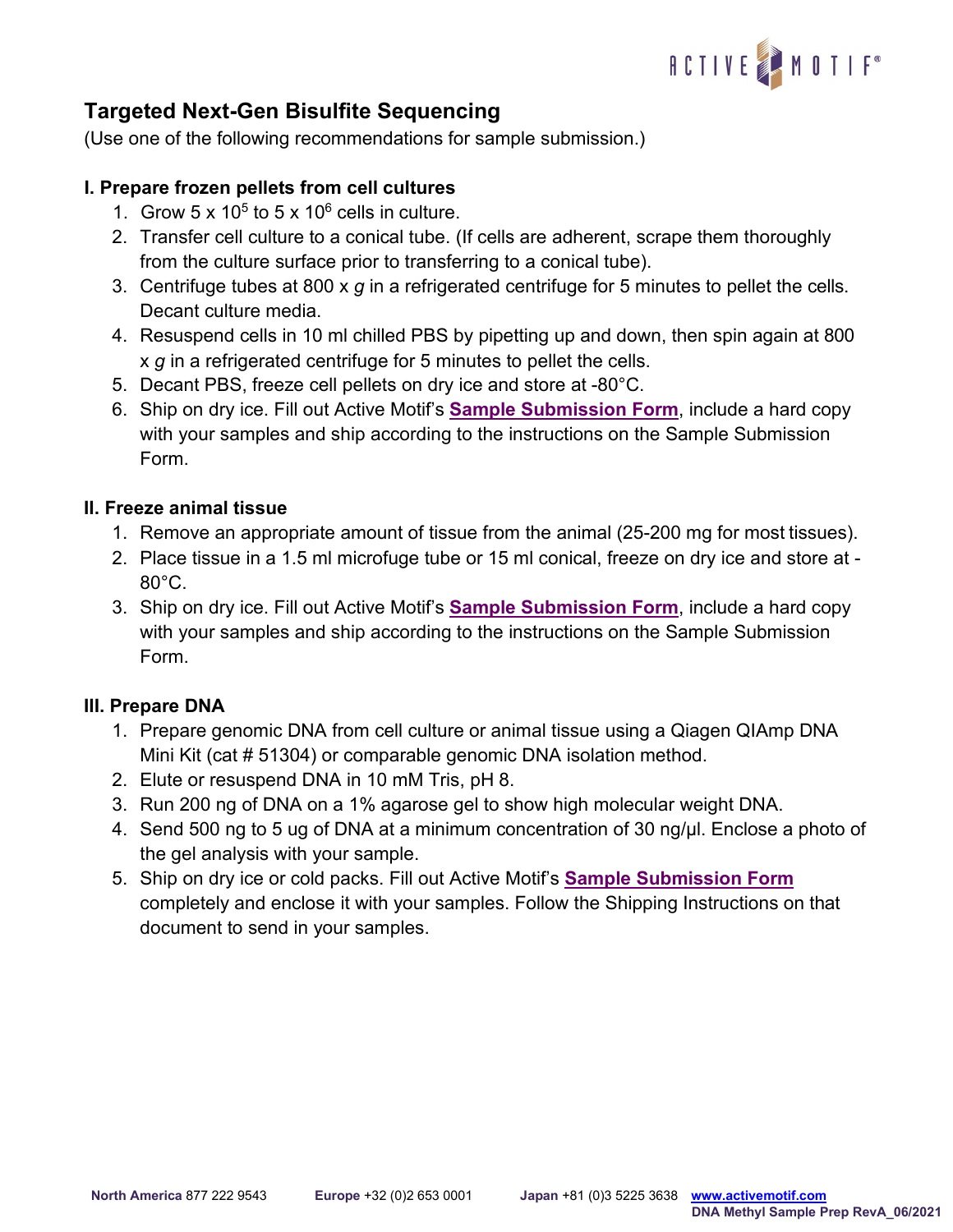## Targeted Next-Gen Bisulfite Sequencing

(Use one of the following recommendations for sample submission.)

### I. Prepare frozen pellets from cell cultures

1. Grow $5 \times 10^5$ to $5 \times 10^6$ cells in culture.
2. Transfer cell culture to a conical tube. (If cells are adherent, scrape them thoroughly from the culture surface prior to transferring to a conical tube).
3. Centrifuge tubes at 800 x *g* in a refrigerated centrifuge for 5 minutes to pellet the cells. Decant culture media.
4. Resuspend cells in 10 ml chilled PBS by pipetting up and down, then spin again at 800 x *g* in a refrigerated centrifuge for 5 minutes to pellet the cells.
5. Decant PBS, freeze cell pellets on dry ice and store at -80°C.
6. Ship on dry ice. Fill out Active Motif's **Sample Submission Form**, include a hard copy with your samples and ship according to the instructions on the Sample Submission Form.

### II. Freeze animal tissue

1. Remove an appropriate amount of tissue from the animal (25-200 mg for most tissues).
2. Place tissue in a 1.5 ml microfuge tube or 15 ml conical, freeze on dry ice and store at -80°C.
3. Ship on dry ice. Fill out Active Motif's **Sample Submission Form**, include a hard copy with your samples and ship according to the instructions on the Sample Submission Form.

### III. Prepare DNA

1. Prepare genomic DNA from cell culture or animal tissue using a Qiagen QIAmp DNA Mini Kit (cat # 51304) or comparable genomic DNA isolation method.
2. Elute or resuspend DNA in 10 mM Tris, pH 8.
3. Run 200 ng of DNA on a 1% agarose gel to show high molecular weight DNA.
4. Send 500 ng to 5 ug of DNA at a minimum concentration of 30 ng/µl. Enclose a photo of the gel analysis with your sample.
5. Ship on dry ice or cold packs. Fill out Active Motif's **Sample Submission Form** completely and enclose it with your samples. Follow the Shipping Instructions on that document to send in your samples.